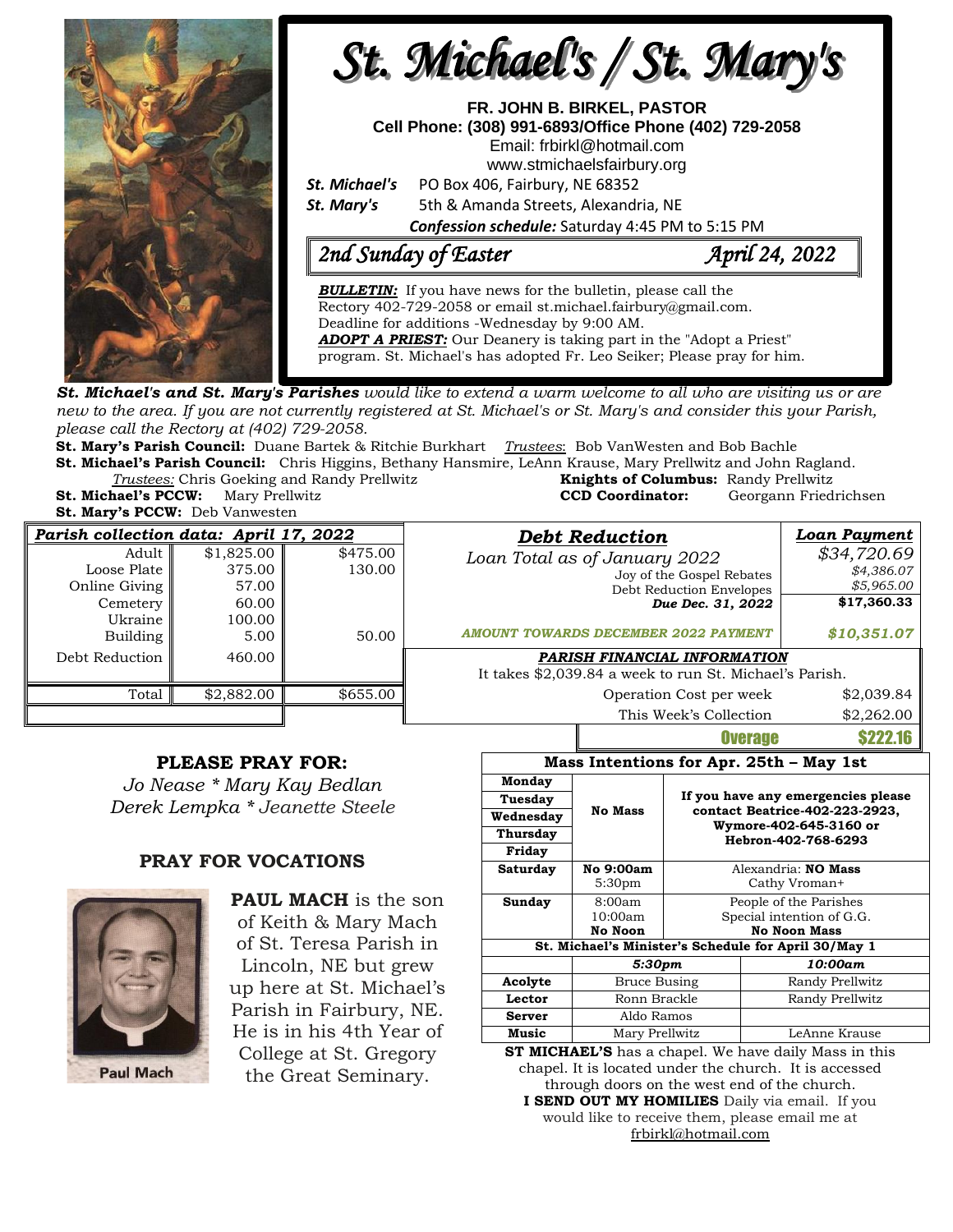# St. Michael's / St. Mary's

**FR. JOHN B. BIRKEL, PASTOR**
**Cell Phone: (308) 991-6893/Office Phone (402) 729-2058**
Email: frbirkl@hotmail.com
www.stmichaelsfairbury.org

***St. Michael's*** PO Box 406, Fairbury, NE 68352
***St. Mary's*** 5th & Amanda Streets, Alexandria, NE

***Confession schedule:*** Saturday 4:45 PM to 5:15 PM

## *2nd Sunday of Easter* — *April 24, 2022*

***BULLETIN:*** If you have news for the bulletin, please call the Rectory 402-729-2058 or email st.michael.fairbury@gmail.com. Deadline for additions -Wednesday by 9:00 AM.
***ADOPT A PRIEST:*** Our Deanery is taking part in the "Adopt a Priest" program. St. Michael's has adopted Fr. Leo Seiker; Please pray for him.

***St. Michael's and St. Mary's Parishes*** *would like to extend a warm welcome to all who are visiting us or are new to the area. If you are not currently registered at St. Michael's or St. Mary's and consider this your Parish, please call the Rectory at (402) 729-2058.*

**St. Mary's Parish Council:** Duane Bartek & Ritchie Burkhart *Trustees*: Bob VanWesten and Bob Bachle
**St. Michael's Parish Council:** Chris Higgins, Bethany Hansmire, LeAnn Krause, Mary Prellwitz and John Ragland.
*Trustees:* Chris Goeking and Randy Prellwitz
**Knights of Columbus:** Randy Prellwitz
**St. Michael's PCCW:** Mary Prellwitz
**CCD Coordinator:** Georgann Friedrichsen
**St. Mary's PCCW:** Deb Vanwesten

| *Parish collection data: April 17, 2022* | | |
|---|---|---|
| Adult | $1,825.00 | $475.00 |
| Loose Plate | 375.00 | 130.00 |
| Online Giving | 57.00 | |
| Cemetery | 60.00 | |
| Ukraine | 100.00 | |
| Building | 5.00 | 50.00 |
| Debt Reduction | 460.00 | |
| Total | $2,882.00 | $655.00 |

| *Debt Reduction* | *Loan Payment* |
|---|---|
| *Loan Total as of January 2022* | *$34,720.69* |
| Joy of the Gospel Rebates | *$4,386.07* |
| Debt Reduction Envelopes | *$5,965.00* |
| ***Due Dec. 31, 2022*** | **$17,360.33** |
| *AMOUNT TOWARDS DECEMBER 2022 PAYMENT* | ***$10,351.07*** |

***PARISH FINANCIAL INFORMATION***
It takes $2,039.84 a week to run St. Michael's Parish.

| | |
|---|---|
| Operation Cost per week | $2,039.84 |
| This Week's Collection | $2,262.00 |
| **Overage** | **$222.16** |

## PLEASE PRAY FOR:

*Jo Nease * Mary Kay Bedlan*
*Derek Lempka * Jeanette Steele*

## PRAY FOR VOCATIONS

Paul Mach

**PAUL MACH** is the son of Keith & Mary Mach of St. Teresa Parish in Lincoln, NE but grew up here at St. Michael's Parish in Fairbury, NE. He is in his 4th Year of College at St. Gregory the Great Seminary.

| **Mass Intentions for Apr. 25th – May 1st** | | |
|---|---|---|
| **Monday** | **No Mass** | **If you have any emergencies please contact Beatrice-402-223-2923, Wymore-402-645-3160 or Hebron-402-768-6293** |
| **Tuesday** | | |
| **Wednesday** | | |
| **Thursday** | | |
| **Friday** | | |
| **Saturday** | **No 9:00am**<br>5:30pm | Alexandria: **NO Mass**<br>Cathy Vroman+ |
| **Sunday** | 8:00am<br>10:00am<br>**No Noon** | People of the Parishes<br>Special intention of G.G.<br>**No Noon Mass** |

| **St. Michael's Minister's Schedule for April 30/May 1** | | |
|---|---|---|
| | ***5:30pm*** | ***10:00am*** |
| **Acolyte** | Bruce Busing | Randy Prellwitz |
| **Lector** | Ronn Brackle | Randy Prellwitz |
| **Server** | Aldo Ramos | |
| **Music** | Mary Prellwitz | LeAnne Krause |

**ST MICHAEL'S** has a chapel. We have daily Mass in this chapel. It is located under the church. It is accessed through doors on the west end of the church.

**I SEND OUT MY HOMILIES** Daily via email. If you would like to receive them, please email me at frbirkl@hotmail.com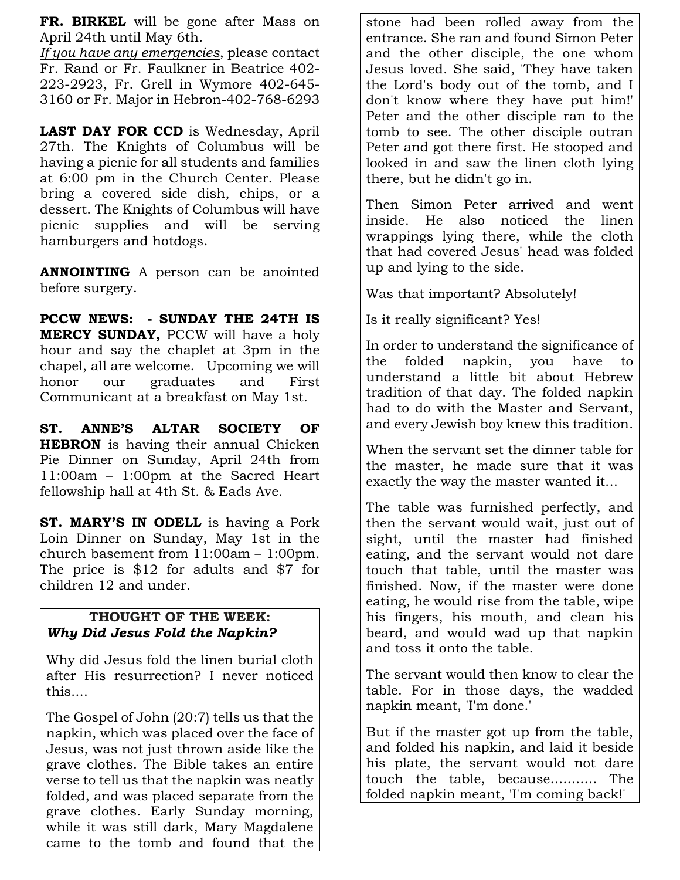**FR. BIRKEL** will be gone after Mass on April 24th until May 6th.
*If you have any emergencies*, please contact Fr. Rand or Fr. Faulkner in Beatrice 402-223-2923, Fr. Grell in Wymore 402-645-3160 or Fr. Major in Hebron-402-768-6293

**LAST DAY FOR CCD** is Wednesday, April 27th. The Knights of Columbus will be having a picnic for all students and families at 6:00 pm in the Church Center. Please bring a covered side dish, chips, or a dessert. The Knights of Columbus will have picnic supplies and will be serving hamburgers and hotdogs.

**ANNOINTING** A person can be anointed before surgery.

**PCCW NEWS: - SUNDAY THE 24TH IS MERCY SUNDAY,** PCCW will have a holy hour and say the chaplet at 3pm in the chapel, all are welcome. Upcoming we will honor our graduates and First Communicant at a breakfast on May 1st.

**ST. ANNE'S ALTAR SOCIETY OF HEBRON** is having their annual Chicken Pie Dinner on Sunday, April 24th from 11:00am – 1:00pm at the Sacred Heart fellowship hall at 4th St. & Eads Ave.

**ST. MARY'S IN ODELL** is having a Pork Loin Dinner on Sunday, May 1st in the church basement from 11:00am – 1:00pm. The price is $12 for adults and $7 for children 12 and under.

**THOUGHT OF THE WEEK:**
***Why Did Jesus Fold the Napkin?***

Why did Jesus fold the linen burial cloth after His resurrection? I never noticed this....

The Gospel of John (20:7) tells us that the napkin, which was placed over the face of Jesus, was not just thrown aside like the grave clothes. The Bible takes an entire verse to tell us that the napkin was neatly folded, and was placed separate from the grave clothes. Early Sunday morning, while it was still dark, Mary Magdalene came to the tomb and found that the stone had been rolled away from the entrance. She ran and found Simon Peter and the other disciple, the one whom Jesus loved. She said, 'They have taken the Lord's body out of the tomb, and I don't know where they have put him!' Peter and the other disciple ran to the tomb to see. The other disciple outran Peter and got there first. He stooped and looked in and saw the linen cloth lying there, but he didn't go in.

Then Simon Peter arrived and went inside. He also noticed the linen wrappings lying there, while the cloth that had covered Jesus' head was folded up and lying to the side.

Was that important? Absolutely!

Is it really significant? Yes!

In order to understand the significance of the folded napkin, you have to understand a little bit about Hebrew tradition of that day. The folded napkin had to do with the Master and Servant, and every Jewish boy knew this tradition.

When the servant set the dinner table for the master, he made sure that it was exactly the way the master wanted it...

The table was furnished perfectly, and then the servant would wait, just out of sight, until the master had finished eating, and the servant would not dare touch that table, until the master was finished. Now, if the master were done eating, he would rise from the table, wipe his fingers, his mouth, and clean his beard, and would wad up that napkin and toss it onto the table.

The servant would then know to clear the table. For in those days, the wadded napkin meant, 'I'm done.'

But if the master got up from the table, and folded his napkin, and laid it beside his plate, the servant would not dare touch the table, because.......... The folded napkin meant, 'I'm coming back!'